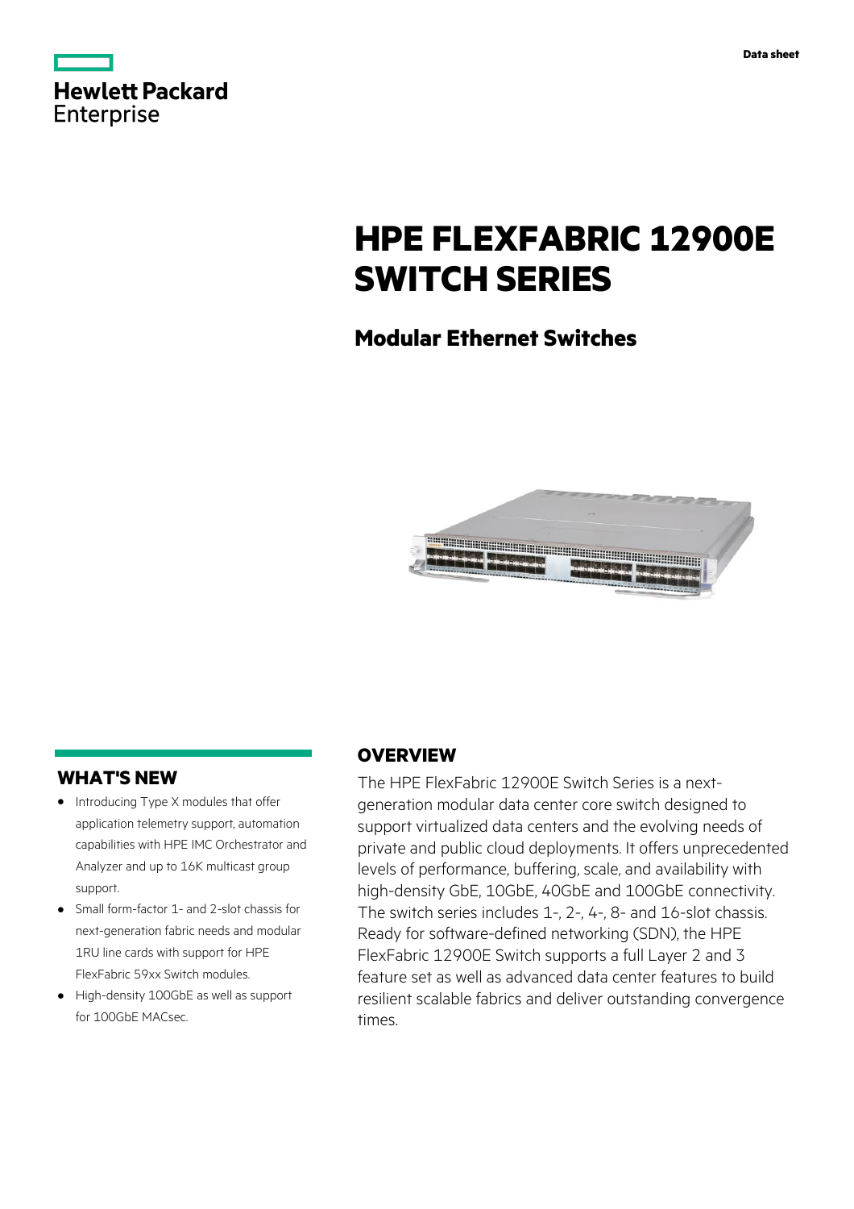Data sheet

# HPE FLEXFABRIC 12900E SWITCH SERIES

## Modular Ethernet Switches

## WHAT'S NEW

- Introducing Type X modules that offer application telemetry support, automation capabilities with HPE IMC Orchestrator and Analyzer and up to 16K multicast group support.
- Small form-factor 1- and 2-slot chassis for next-generation fabric needs and modular 1RU line cards with support for HPE FlexFabric 59xx Switch modules.
- High-density 100GbE as well as support for 100GbE MACsec.

## OVERVIEW

The HPE FlexFabric 12900E Switch Series is a next-generation modular data center core switch designed to support virtualized data centers and the evolving needs of private and public cloud deployments. It offers unprecedented levels of performance, buffering, scale, and availability with high-density GbE, 10GbE, 40GbE and 100GbE connectivity. The switch series includes 1-, 2-, 4-, 8- and 16-slot chassis. Ready for software-defined networking (SDN), the HPE FlexFabric 12900E Switch supports a full Layer 2 and 3 feature set as well as advanced data center features to build resilient scalable fabrics and deliver outstanding convergence times.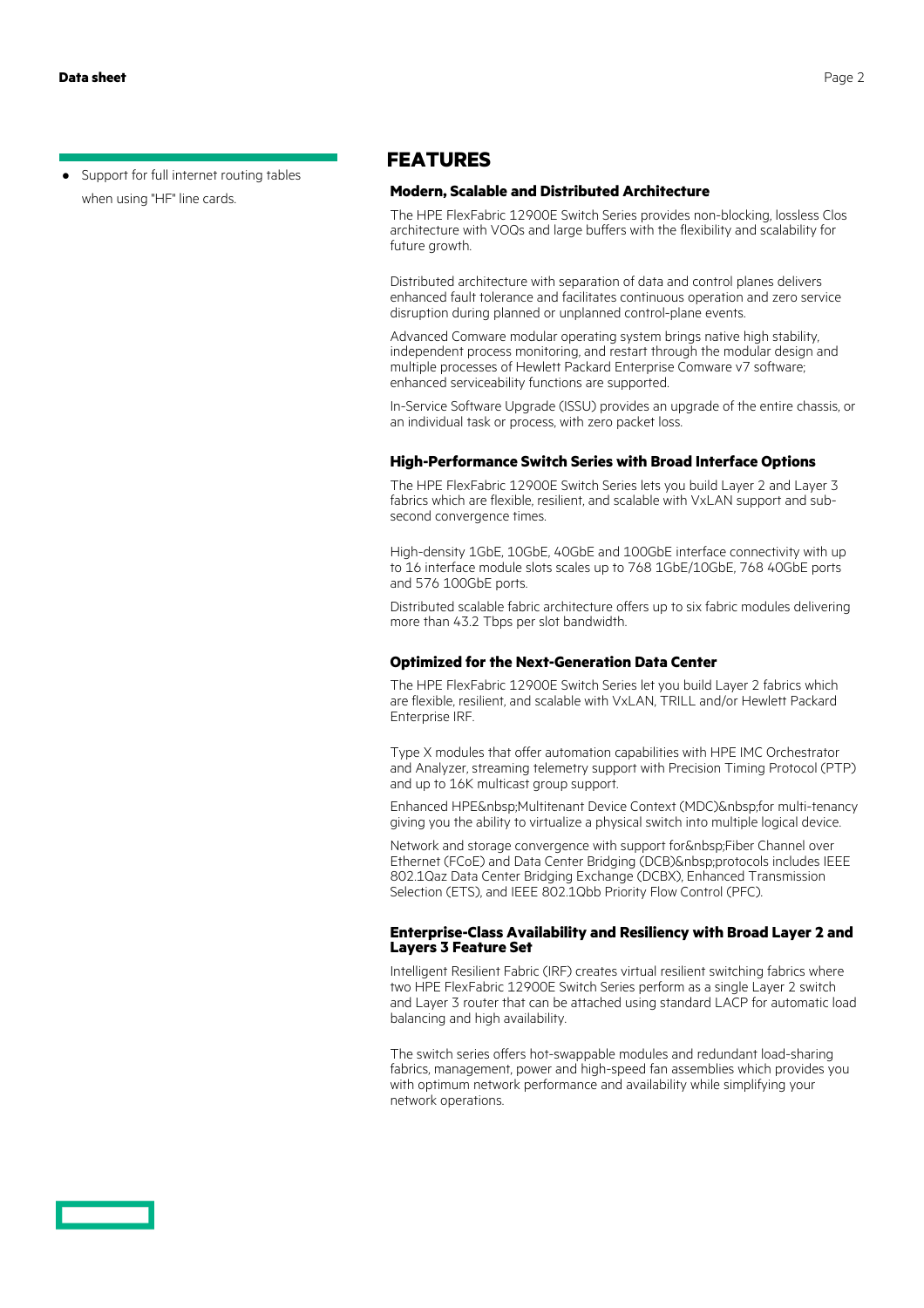- Support for full internet routing tables when using "HF" line cards.

# FEATURES

### Modern, Scalable and Distributed Architecture

The HPE FlexFabric 12900E Switch Series provides non-blocking, lossless Clos architecture with VOQs and large buffers with the flexibility and scalability for future growth.

Distributed architecture with separation of data and control planes delivers enhanced fault tolerance and facilitates continuous operation and zero service disruption during planned or unplanned control-plane events.

Advanced Comware modular operating system brings native high stability, independent process monitoring, and restart through the modular design and multiple processes of Hewlett Packard Enterprise Comware v7 software; enhanced serviceability functions are supported.

In-Service Software Upgrade (ISSU) provides an upgrade of the entire chassis, or an individual task or process, with zero packet loss.

### High-Performance Switch Series with Broad Interface Options

The HPE FlexFabric 12900E Switch Series lets you build Layer 2 and Layer 3 fabrics which are flexible, resilient, and scalable with VxLAN support and sub-second convergence times.

High-density 1GbE, 10GbE, 40GbE and 100GbE interface connectivity with up to 16 interface module slots scales up to 768 1GbE/10GbE, 768 40GbE ports and 576 100GbE ports.

Distributed scalable fabric architecture offers up to six fabric modules delivering more than 43.2 Tbps per slot bandwidth.

### Optimized for the Next-Generation Data Center

The HPE FlexFabric 12900E Switch Series let you build Layer 2 fabrics which are flexible, resilient, and scalable with VxLAN, TRILL and/or Hewlett Packard Enterprise IRF.

Type X modules that offer automation capabilities with HPE IMC Orchestrator and Analyzer, streaming telemetry support with Precision Timing Protocol (PTP) and up to 16K multicast group support.

Enhanced HPE&nbsp;Multitenant Device Context (MDC)&nbsp;for multi-tenancy giving you the ability to virtualize a physical switch into multiple logical device.

Network and storage convergence with support for&nbsp;Fiber Channel over Ethernet (FCoE) and Data Center Bridging (DCB)&nbsp;protocols includes IEEE 802.1Qaz Data Center Bridging Exchange (DCBX), Enhanced Transmission Selection (ETS), and IEEE 802.1Qbb Priority Flow Control (PFC).

### Enterprise-Class Availability and Resiliency with Broad Layer 2 and Layers 3 Feature Set

Intelligent Resilient Fabric (IRF) creates virtual resilient switching fabrics where two HPE FlexFabric 12900E Switch Series perform as a single Layer 2 switch and Layer 3 router that can be attached using standard LACP for automatic load balancing and high availability.

The switch series offers hot-swappable modules and redundant load-sharing fabrics, management, power and high-speed fan assemblies which provides you with optimum network performance and availability while simplifying your network operations.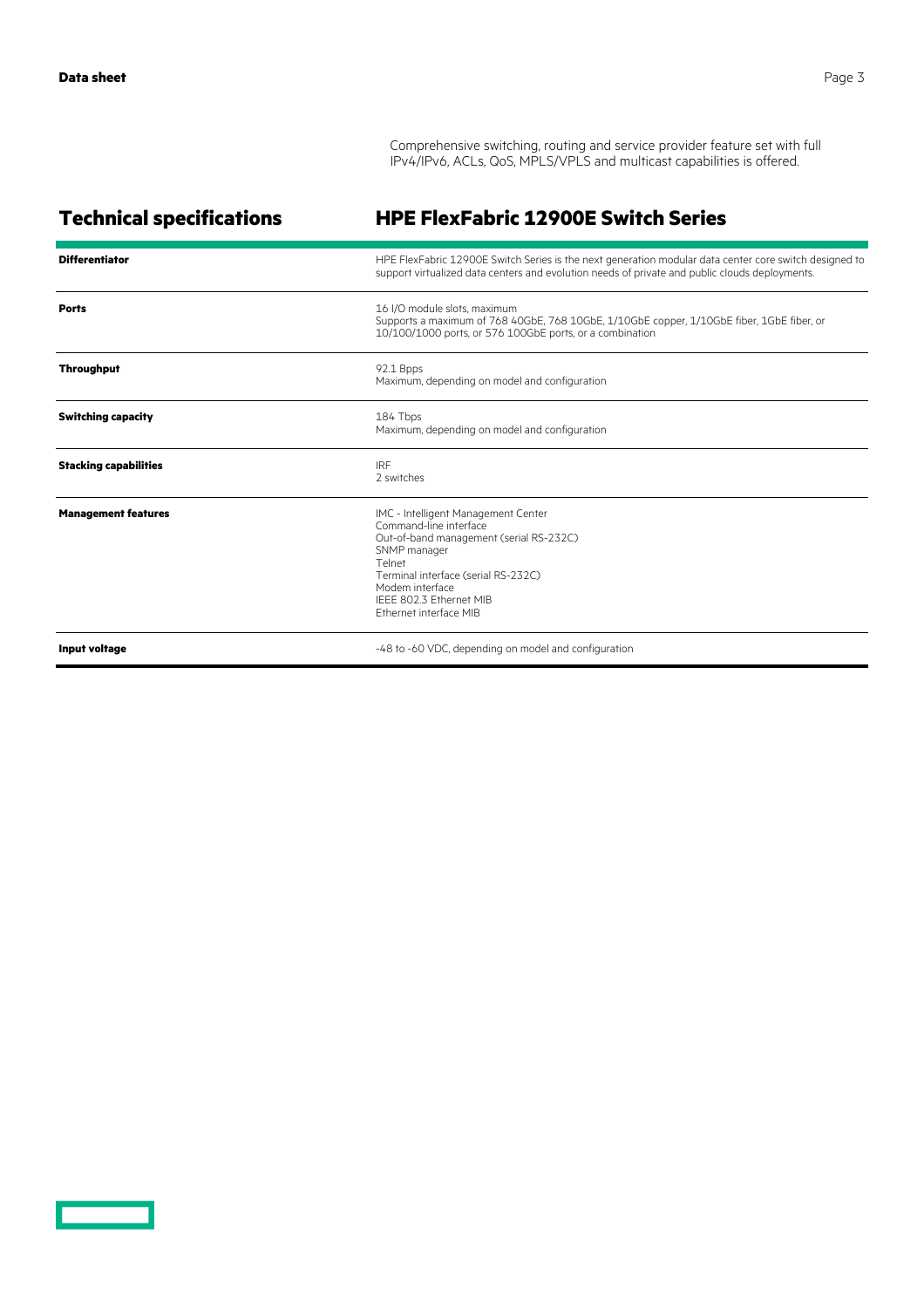Comprehensive switching, routing and service provider feature set with full IPv4/IPv6, ACLs, QoS, MPLS/VPLS and multicast capabilities is offered.

## Technical specifications

## HPE FlexFabric 12900E Switch Series

| | |
|---|---|
| **Differentiator** | HPE FlexFabric 12900E Switch Series is the next generation modular data center core switch designed to support virtualized data centers and evolution needs of private and public clouds deployments. |
| **Ports** | 16 I/O module slots, maximum<br>Supports a maximum of 768 40GbE, 768 10GbE, 1/10GbE copper, 1/10GbE fiber, 1GbE fiber, or 10/100/1000 ports, or 576 100GbE ports, or a combination |
| **Throughput** | 92.1 Bpps<br>Maximum, depending on model and configuration |
| **Switching capacity** | 184 Tbps<br>Maximum, depending on model and configuration |
| **Stacking capabilities** | IRF<br>2 switches |
| **Management features** | IMC - Intelligent Management Center<br>Command-line interface<br>Out-of-band management (serial RS-232C)<br>SNMP manager<br>Telnet<br>Terminal interface (serial RS-232C)<br>Modem interface<br>IEEE 802.3 Ethernet MIB<br>Ethernet interface MIB |
| **Input voltage** | -48 to -60 VDC, depending on model and configuration |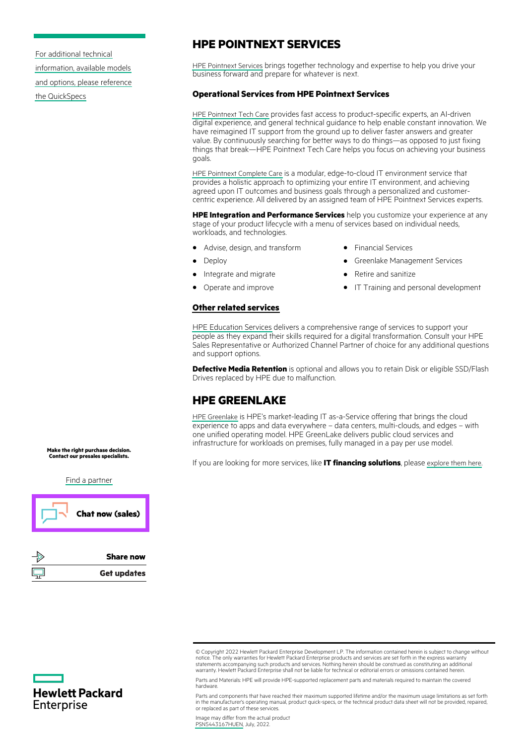For additional technical information, available models and options, please reference the QuickSpecs

## HPE POINTNEXT SERVICES

HPE Pointnext Services brings together technology and expertise to help you drive your business forward and prepare for whatever is next.

### Operational Services from HPE Pointnext Services

HPE Pointnext Tech Care provides fast access to product-specific experts, an AI-driven digital experience, and general technical guidance to help enable constant innovation. We have reimagined IT support from the ground up to deliver faster answers and greater value. By continuously searching for better ways to do things—as opposed to just fixing things that break—HPE Pointnext Tech Care helps you focus on achieving your business goals.

HPE Pointnext Complete Care is a modular, edge-to-cloud IT environment service that provides a holistic approach to optimizing your entire IT environment, and achieving agreed upon IT outcomes and business goals through a personalized and customer-centric experience. All delivered by an assigned team of HPE Pointnext Services experts.

**HPE Integration and Performance Services** help you customize your experience at any stage of your product lifecycle with a menu of services based on individual needs, workloads, and technologies.

- Advise, design, and transform
- Deploy
- Integrate and migrate
- Operate and improve
- Financial Services
- Greenlake Management Services
- Retire and sanitize
- IT Training and personal development

### Other related services

HPE Education Services delivers a comprehensive range of services to support your people as they expand their skills required for a digital transformation. Consult your HPE Sales Representative or Authorized Channel Partner of choice for any additional questions and support options.

**Defective Media Retention** is optional and allows you to retain Disk or eligible SSD/Flash Drives replaced by HPE due to malfunction.

## HPE GREENLAKE

HPE Greenlake is HPE's market-leading IT as-a-Service offering that brings the cloud experience to apps and data everywhere – data centers, multi-clouds, and edges – with one unified operating model. HPE GreenLake delivers public cloud services and infrastructure for workloads on premises, fully managed in a pay per use model.

If you are looking for more services, like **IT financing solutions**, please explore them here.

**Make the right purchase decision. Contact our presales specialists.**

Find a partner

**Chat now (sales)**

**Share now**

**Get updates**

© Copyright 2022 Hewlett Packard Enterprise Development LP. The information contained herein is subject to change without notice. The only warranties for Hewlett Packard Enterprise products and services are set forth in the express warranty statements accompanying such products and services. Nothing herein should be construed as constituting an additional warranty. Hewlett Packard Enterprise shall not be liable for technical or editorial errors or omissions contained herein.

Parts and Materials: HPE will provide HPE-supported replacement parts and materials required to maintain the covered hardware.

Parts and components that have reached their maximum supported lifetime and/or the maximum usage limitations as set forth in the manufacturer's operating manual, product quick-specs, or the technical product data sheet will not be provided, repaired, or replaced as part of these services.

Image may differ from the actual product

PSN5443167HUEN, July, 2022.

**Hewlett Packard** Enterprise